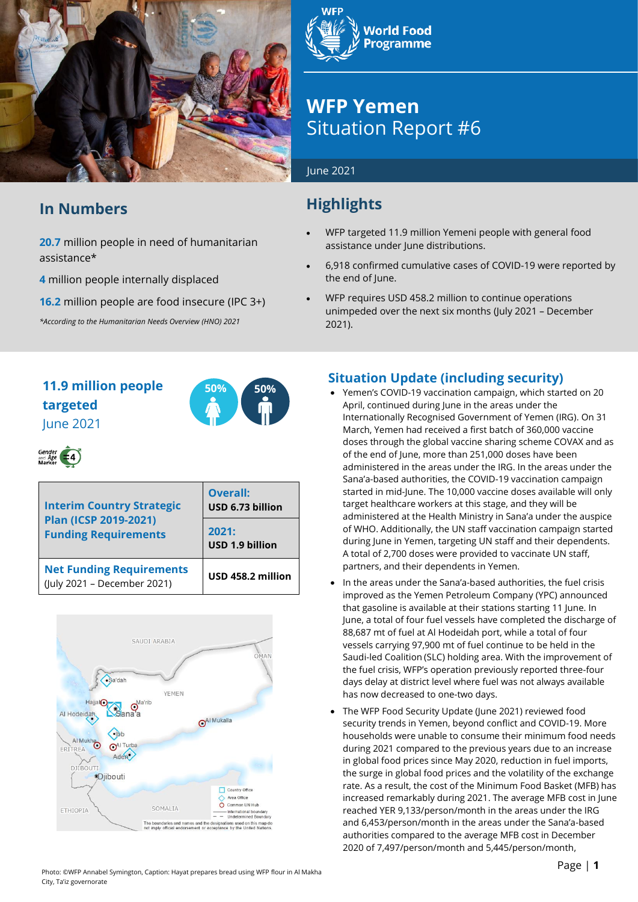# WFP Yemen
## Situation Report #6

June 2021

## In Numbers

**20.7** million people in need of humanitarian assistance*

**4** million people internally displaced

**16.2** million people are food insecure (IPC 3+)

*\*According to the Humanitarian Needs Overview (HNO) 2021*

**11.9 million people targeted**
June 2021

50% 50%

| | |
|---|---|
| **Interim Country Strategic Plan (ICSP 2019-2021) Funding Requirements** | **Overall:** USD 6.73 billion |
| | **2021:** USD 1.9 billion |
| **Net Funding Requirements** (July 2021 – December 2021) | **USD 458.2 million** |

## Highlights

- WFP targeted 11.9 million Yemeni people with general food assistance under June distributions.
- 6,918 confirmed cumulative cases of COVID-19 were reported by the end of June.
- WFP requires USD 458.2 million to continue operations unimpeded over the next six months (July 2021 – December 2021).

## Situation Update (including security)

- Yemen's COVID-19 vaccination campaign, which started on 20 April, continued during June in the areas under the Internationally Recognised Government of Yemen (IRG). On 31 March, Yemen had received a first batch of 360,000 vaccine doses through the global vaccine sharing scheme COVAX and as of the end of June, more than 251,000 doses have been administered in the areas under the IRG. In the areas under the Sana'a-based authorities, the COVID-19 vaccination campaign started in mid-June. The 10,000 vaccine doses available will only target healthcare workers at this stage, and they will be administered at the Health Ministry in Sana'a under the auspice of WHO. Additionally, the UN staff vaccination campaign started during June in Yemen, targeting UN staff and their dependents. A total of 2,700 doses were provided to vaccinate UN staff, partners, and their dependents in Yemen.
- In the areas under the Sana'a-based authorities, the fuel crisis improved as the Yemen Petroleum Company (YPC) announced that gasoline is available at their stations starting 11 June. In June, a total of four fuel vessels have completed the discharge of 88,687 mt of fuel at Al Hodeidah port, while a total of four vessels carrying 97,900 mt of fuel continue to be held in the Saudi-led Coalition (SLC) holding area. With the improvement of the fuel crisis, WFP's operation previously reported three-four days delay at district level where fuel was not always available has now decreased to one-two days.
- The WFP Food Security Update (June 2021) reviewed food security trends in Yemen, beyond conflict and COVID-19. More households were unable to consume their minimum food needs during 2021 compared to the previous years due to an increase in global food prices since May 2020, reduction in fuel imports, the surge in global food prices and the volatility of the exchange rate. As a result, the cost of the Minimum Food Basket (MFB) has increased remarkably during 2021. The average MFB cost in June reached YER 9,133/person/month in the areas under the IRG and 6,453/person/month in the areas under the Sana'a-based authorities compared to the average MFB cost in December 2020 of 7,497/person/month and 5,445/person/month,

Photo: ©WFP Annabel Symington, Caption: Hayat prepares bread using WFP flour in Al Makha City, Ta'iz governorate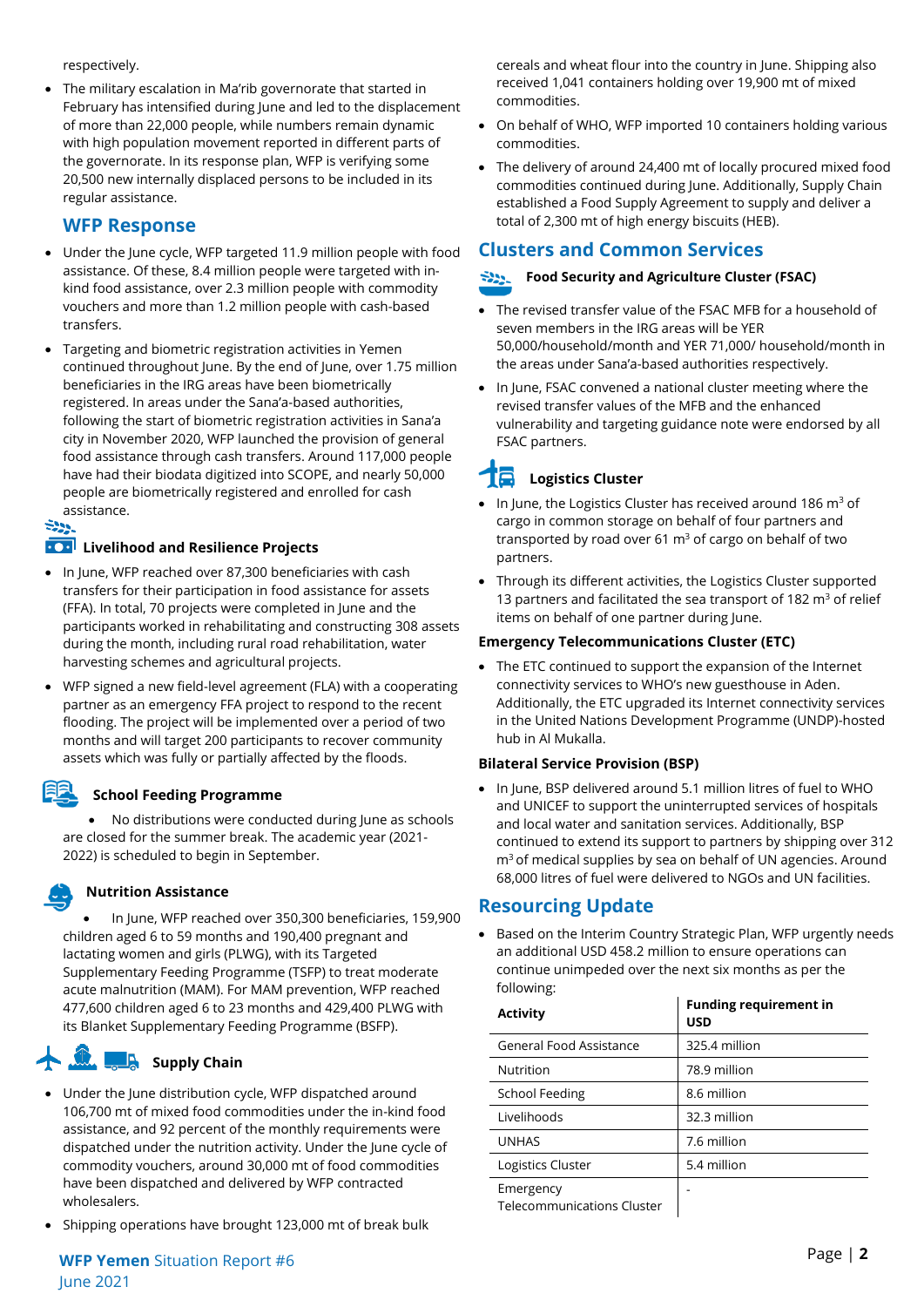respectively.

- The military escalation in Ma'rib governorate that started in February has intensified during June and led to the displacement of more than 22,000 people, while numbers remain dynamic with high population movement reported in different parts of the governorate. In its response plan, WFP is verifying some 20,500 new internally displaced persons to be included in its regular assistance.

## WFP Response

- Under the June cycle, WFP targeted 11.9 million people with food assistance. Of these, 8.4 million people were targeted with in-kind food assistance, over 2.3 million people with commodity vouchers and more than 1.2 million people with cash-based transfers.
- Targeting and biometric registration activities in Yemen continued throughout June. By the end of June, over 1.75 million beneficiaries in the IRG areas have been biometrically registered. In areas under the Sana'a-based authorities, following the start of biometric registration activities in Sana'a city in November 2020, WFP launched the provision of general food assistance through cash transfers. Around 117,000 people have had their biodata digitized into SCOPE, and nearly 50,000 people are biometrically registered and enrolled for cash assistance.

### Livelihood and Resilience Projects

- In June, WFP reached over 87,300 beneficiaries with cash transfers for their participation in food assistance for assets (FFA). In total, 70 projects were completed in June and the participants worked in rehabilitating and constructing 308 assets during the month, including rural road rehabilitation, water harvesting schemes and agricultural projects.
- WFP signed a new field-level agreement (FLA) with a cooperating partner as an emergency FFA project to respond to the recent flooding. The project will be implemented over a period of two months and will target 200 participants to recover community assets which was fully or partially affected by the floods.

### School Feeding Programme

- No distributions were conducted during June as schools are closed for the summer break. The academic year (2021-2022) is scheduled to begin in September.

### Nutrition Assistance

- In June, WFP reached over 350,300 beneficiaries, 159,900 children aged 6 to 59 months and 190,400 pregnant and lactating women and girls (PLWG), with its Targeted Supplementary Feeding Programme (TSFP) to treat moderate acute malnutrition (MAM). For MAM prevention, WFP reached 477,600 children aged 6 to 23 months and 429,400 PLWG with its Blanket Supplementary Feeding Programme (BSFP).

### Supply Chain

- Under the June distribution cycle, WFP dispatched around 106,700 mt of mixed food commodities under the in-kind food assistance, and 92 percent of the monthly requirements were dispatched under the nutrition activity. Under the June cycle of commodity vouchers, around 30,000 mt of food commodities have been dispatched and delivered by WFP contracted wholesalers.
- Shipping operations have brought 123,000 mt of break bulk cereals and wheat flour into the country in June. Shipping also received 1,041 containers holding over 19,900 mt of mixed commodities.
- On behalf of WHO, WFP imported 10 containers holding various commodities.
- The delivery of around 24,400 mt of locally procured mixed food commodities continued during June. Additionally, Supply Chain established a Food Supply Agreement to supply and deliver a total of 2,300 mt of high energy biscuits (HEB).

## Clusters and Common Services

### Food Security and Agriculture Cluster (FSAC)

- The revised transfer value of the FSAC MFB for a household of seven members in the IRG areas will be YER 50,000/household/month and YER 71,000/ household/month in the areas under Sana'a-based authorities respectively.
- In June, FSAC convened a national cluster meeting where the revised transfer values of the MFB and the enhanced vulnerability and targeting guidance note were endorsed by all FSAC partners.

### Logistics Cluster

- In June, the Logistics Cluster has received around 186 $m^3$ of cargo in common storage on behalf of four partners and transported by road over 61 $m^3$ of cargo on behalf of two partners.
- Through its different activities, the Logistics Cluster supported 13 partners and facilitated the sea transport of 182 $m^3$ of relief items on behalf of one partner during June.

### Emergency Telecommunications Cluster (ETC)

- The ETC continued to support the expansion of the Internet connectivity services to WHO's new guesthouse in Aden. Additionally, the ETC upgraded its Internet connectivity services in the United Nations Development Programme (UNDP)-hosted hub in Al Mukalla.

### Bilateral Service Provision (BSP)

- In June, BSP delivered around 5.1 million litres of fuel to WHO and UNICEF to support the uninterrupted services of hospitals and local water and sanitation services. Additionally, BSP continued to extend its support to partners by shipping over 312 $m^3$ of medical supplies by sea on behalf of UN agencies. Around 68,000 litres of fuel were delivered to NGOs and UN facilities.

## Resourcing Update

- Based on the Interim Country Strategic Plan, WFP urgently needs an additional USD 458.2 million to ensure operations can continue unimpeded over the next six months as per the following:

| Activity | Funding requirement in USD |
|---|---|
| General Food Assistance | 325.4 million |
| Nutrition | 78.9 million |
| School Feeding | 8.6 million |
| Livelihoods | 32.3 million |
| UNHAS | 7.6 million |
| Logistics Cluster | 5.4 million |
| Emergency Telecommunications Cluster | - |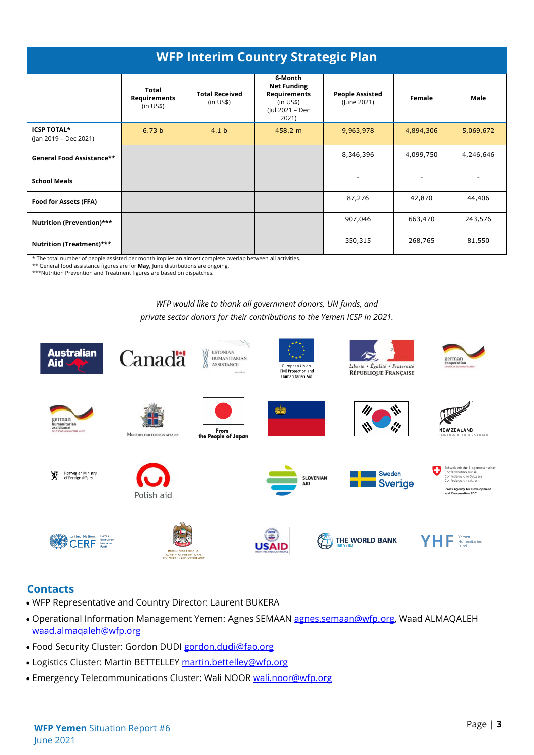## WFP Interim Country Strategic Plan

| | Total Requirements (in US$) | Total Received (in US$) | 6-Month Net Funding Requirements (in US$) (Jul 2021 – Dec 2021) | People Assisted (June 2021) | Female | Male |
|---|---|---|---|---|---|---|
| **ICSP TOTAL*** (Jan 2019 – Dec 2021) | 6.73 b | 4.1 b | 458.2 m | 9,963,978 | 4,894,306 | 5,069,672 |
| **General Food Assistance**** | | | | 8,346,396 | 4,099,750 | 4,246,646 |
| **School Meals** | | | | - | - | - |
| **Food for Assets (FFA)** | | | | 87,276 | 42,870 | 44,406 |
| **Nutrition (Prevention)***** | | | | 907,046 | 663,470 | 243,576 |
| **Nutrition (Treatment)***** | | | | 350,315 | 268,765 | 81,550 |

* The total number of people assisted per month implies an almost complete overlap between all activities.
** General food assistance figures are for **May**, June distributions are ongoing.
***Nutrition Prevention and Treatment figures are based on dispatches.

*WFP would like to thank all government donors, UN funds, and private sector donors for their contributions to the Yemen ICSP in 2021.*

## Contacts

- WFP Representative and Country Director: Laurent BUKERA
- Operational Information Management Yemen: Agnes SEMAAN agnes.semaan@wfp.org, Waad ALMAQALEH waad.almaqaleh@wfp.org
- Food Security Cluster: Gordon DUDI gordon.dudi@fao.org
- Logistics Cluster: Martin BETTELLEY martin.bettelley@wfp.org
- Emergency Telecommunications Cluster: Wali NOOR wali.noor@wfp.org